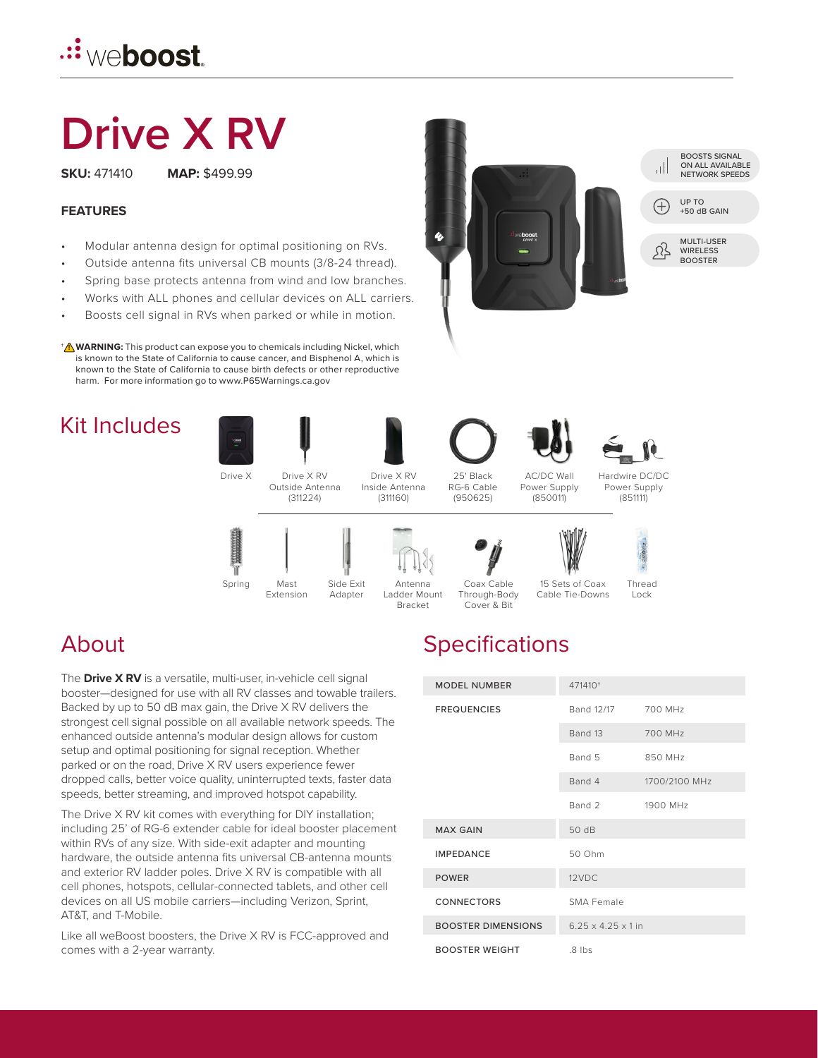# Drive X RV

**SKU:** 471410 **MAP:** $499.99

### FEATURES

- Modular antenna design for optimal positioning on RVs.
- Outside antenna fits universal CB mounts (3/8-24 thread).
- Spring base protects antenna from wind and low branches.
- Works with ALL phones and cellular devices on ALL carriers.
- Boosts cell signal in RVs when parked or while in motion.

† ⚠ **WARNING:** This product can expose you to chemicals including Nickel, which is known to the State of California to cause cancer, and Bisphenol A, which is known to the State of California to cause birth defects or other reproductive harm. For more information go to www.P65Warnings.ca.gov

BOOSTS SIGNAL ON ALL AVAILABLE NETWORK SPEEDS

UP TO +50 dB GAIN

MULTI-USER WIRELESS BOOSTER

## Kit Includes

- Drive X
- Drive X RV Outside Antenna (311224)
- Drive X RV Inside Antenna (311160)
- 25' Black RG-6 Cable (950625)
- AC/DC Wall Power Supply (850011)
- Hardwire DC/DC Power Supply (851111)
- Spring
- Mast Extension
- Side Exit Adapter
- Antenna Ladder Mount Bracket
- Coax Cable Through-Body Cover & Bit
- 15 Sets of Coax Cable Tie-Downs
- Thread Lock

## About

The **Drive X RV** is a versatile, multi-user, in-vehicle cell signal booster—designed for use with all RV classes and towable trailers. Backed by up to 50 dB max gain, the Drive X RV delivers the strongest cell signal possible on all available network speeds. The enhanced outside antenna's modular design allows for custom setup and optimal positioning for signal reception. Whether parked or on the road, Drive X RV users experience fewer dropped calls, better voice quality, uninterrupted texts, faster data speeds, better streaming, and improved hotspot capability.

The Drive X RV kit comes with everything for DIY installation; including 25' of RG-6 extender cable for ideal booster placement within RVs of any size. With side-exit adapter and mounting hardware, the outside antenna fits universal CB-antenna mounts and exterior RV ladder poles. Drive X RV is compatible with all cell phones, hotspots, cellular-connected tablets, and other cell devices on all US mobile carriers—including Verizon, Sprint, AT&T, and T-Mobile.

Like all weBoost boosters, the Drive X RV is FCC-approved and comes with a 2-year warranty.

## Specifications

| | | |
|---|---|---|
| MODEL NUMBER | 471410† | |
| FREQUENCIES | Band 12/17 | 700 MHz |
| | Band 13 | 700 MHz |
| | Band 5 | 850 MHz |
| | Band 4 | 1700/2100 MHz |
| | Band 2 | 1900 MHz |
| MAX GAIN | 50 dB | |
| IMPEDANCE | 50 Ohm | |
| POWER | 12VDC | |
| CONNECTORS | SMA Female | |
| BOOSTER DIMENSIONS | 6.25 x 4.25 x 1 in | |
| BOOSTER WEIGHT | .8 lbs | |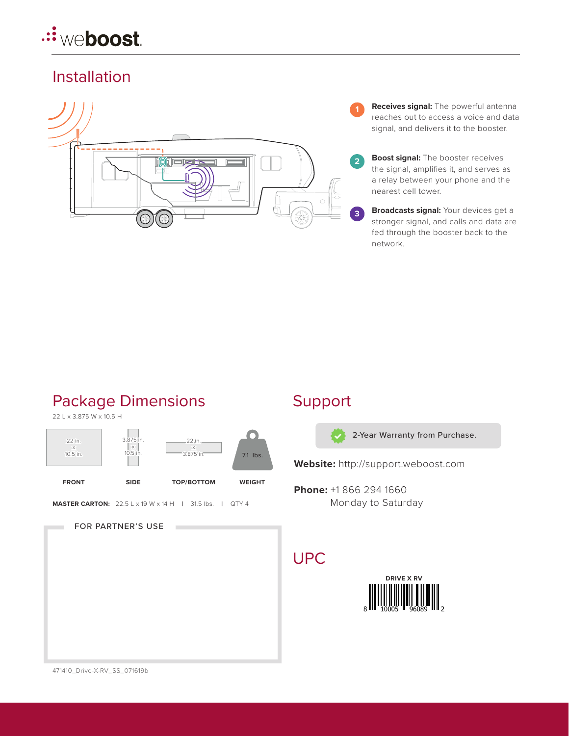weboost

## Installation

1. **Receives signal:** The powerful antenna reaches out to access a voice and data signal, and delivers it to the booster.
2. **Boost signal:** The booster receives the signal, amplifies it, and serves as a relay between your phone and the nearest cell tower.
3. **Broadcasts signal:** Your devices get a stronger signal, and calls and data are fed through the booster back to the network.

## Package Dimensions

22 L x 3.875 W x 10.5 H

| FRONT | SIDE | TOP/BOTTOM | WEIGHT |
|---|---|---|---|
| 22 in. x 10.5 in. | 3.875 in. x 10.5 in. | 22 in. x 3.875 in. | 7.1 lbs. |

**MASTER CARTON:** 22.5 L x 19 W x 14 H | 31.5 lbs. | QTY 4

FOR PARTNER'S USE

## Support

2-Year Warranty from Purchase.

**Website:** http://support.weboost.com

**Phone:** +1 866 294 1660
Monday to Saturday

## UPC

DRIVE X RV

8 10005 96089 2

471410_Drive-X-RV_SS_071619b